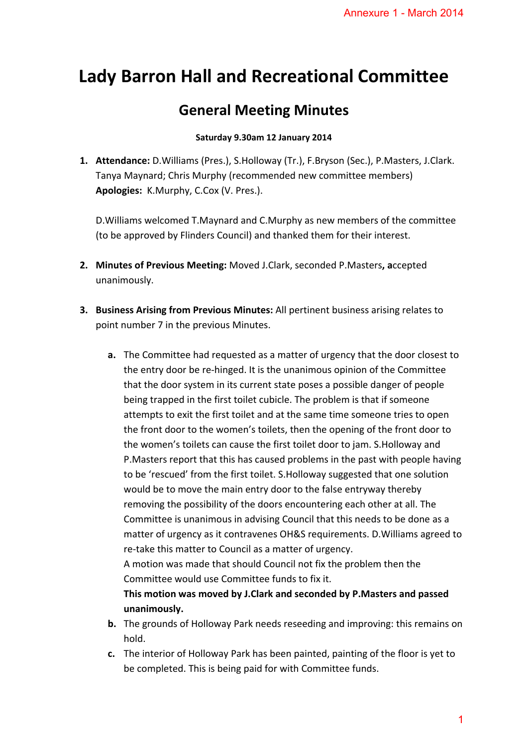Annexure 1 - March 2014

# Lady Barron Hall and Recreational Committee

## General Meeting Minutes

**Saturday 9.30am 12 January 2014**

1. **Attendance:** D.Williams (Pres.), S.Holloway (Tr.), F.Bryson (Sec.), P.Masters, J.Clark. Tanya Maynard; Chris Murphy (recommended new committee members)
   **Apologies:** K.Murphy, C.Cox (V. Pres.).

   D.Williams welcomed T.Maynard and C.Murphy as new members of the committee (to be approved by Flinders Council) and thanked them for their interest.

2. **Minutes of Previous Meeting:** Moved J.Clark, seconded P.Masters**, a**ccepted unanimously.

3. **Business Arising from Previous Minutes:** All pertinent business arising relates to point number 7 in the previous Minutes.

   a. The Committee had requested as a matter of urgency that the door closest to the entry door be re-hinged. It is the unanimous opinion of the Committee that the door system in its current state poses a possible danger of people being trapped in the first toilet cubicle. The problem is that if someone attempts to exit the first toilet and at the same time someone tries to open the front door to the women's toilets, then the opening of the front door to the women's toilets can cause the first toilet door to jam. S.Holloway and P.Masters report that this has caused problems in the past with people having to be 'rescued' from the first toilet. S.Holloway suggested that one solution would be to move the main entry door to the false entryway thereby removing the possibility of the doors encountering each other at all. The Committee is unanimous in advising Council that this needs to be done as a matter of urgency as it contravenes OH&S requirements. D.Williams agreed to re-take this matter to Council as a matter of urgency.
      A motion was made that should Council not fix the problem then the Committee would use Committee funds to fix it.
      **This motion was moved by J.Clark and seconded by P.Masters and passed unanimously.**
   b. The grounds of Holloway Park needs reseeding and improving: this remains on hold.
   c. The interior of Holloway Park has been painted, painting of the floor is yet to be completed. This is being paid for with Committee funds.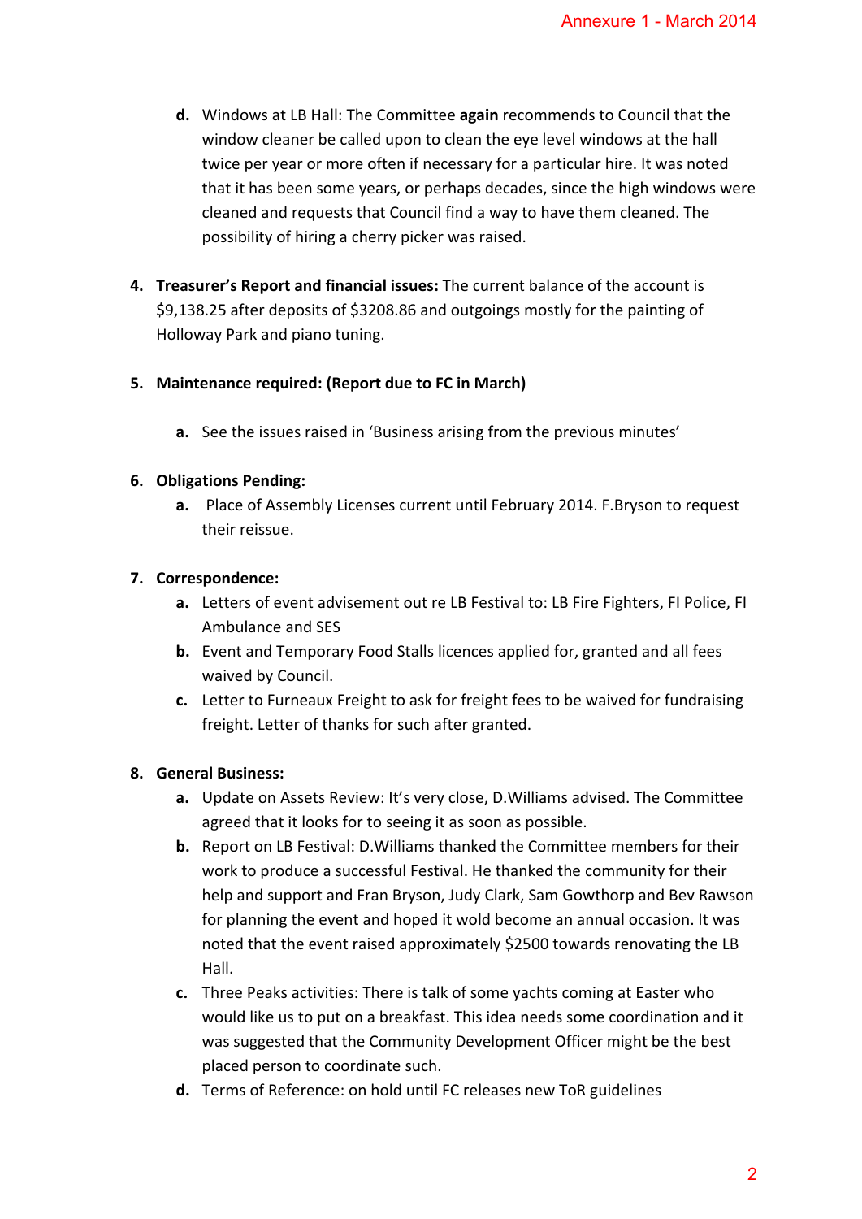d. Windows at LB Hall: The Committee **again** recommends to Council that the window cleaner be called upon to clean the eye level windows at the hall twice per year or more often if necessary for a particular hire. It was noted that it has been some years, or perhaps decades, since the high windows were cleaned and requests that Council find a way to have them cleaned. The possibility of hiring a cherry picker was raised.

4. **Treasurer's Report and financial issues:** The current balance of the account is $9,138.25 after deposits of $3208.86 and outgoings mostly for the painting of Holloway Park and piano tuning.

5. **Maintenance required: (Report due to FC in March)**

   a. See the issues raised in 'Business arising from the previous minutes'

6. **Obligations Pending:**

   a. Place of Assembly Licenses current until February 2014. F.Bryson to request their reissue.

7. **Correspondence:**

   a. Letters of event advisement out re LB Festival to: LB Fire Fighters, FI Police, FI Ambulance and SES

   b. Event and Temporary Food Stalls licences applied for, granted and all fees waived by Council.

   c. Letter to Furneaux Freight to ask for freight fees to be waived for fundraising freight. Letter of thanks for such after granted.

8. **General Business:**

   a. Update on Assets Review: It's very close, D.Williams advised. The Committee agreed that it looks for to seeing it as soon as possible.

   b. Report on LB Festival: D.Williams thanked the Committee members for their work to produce a successful Festival. He thanked the community for their help and support and Fran Bryson, Judy Clark, Sam Gowthorp and Bev Rawson for planning the event and hoped it wold become an annual occasion. It was noted that the event raised approximately $2500 towards renovating the LB Hall.

   c. Three Peaks activities: There is talk of some yachts coming at Easter who would like us to put on a breakfast. This idea needs some coordination and it was suggested that the Community Development Officer might be the best placed person to coordinate such.

   d. Terms of Reference: on hold until FC releases new ToR guidelines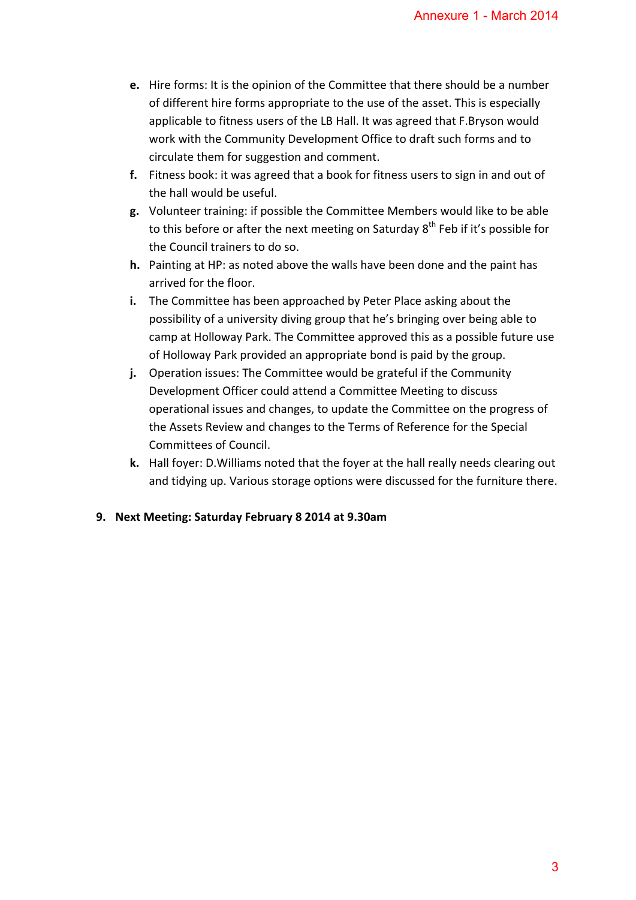- **e.** Hire forms: It is the opinion of the Committee that there should be a number of different hire forms appropriate to the use of the asset. This is especially applicable to fitness users of the LB Hall. It was agreed that F.Bryson would work with the Community Development Office to draft such forms and to circulate them for suggestion and comment.
- **f.** Fitness book: it was agreed that a book for fitness users to sign in and out of the hall would be useful.
- **g.** Volunteer training: if possible the Committee Members would like to be able to this before or after the next meeting on Saturday 8th Feb if it's possible for the Council trainers to do so.
- **h.** Painting at HP: as noted above the walls have been done and the paint has arrived for the floor.
- **i.** The Committee has been approached by Peter Place asking about the possibility of a university diving group that he's bringing over being able to camp at Holloway Park. The Committee approved this as a possible future use of Holloway Park provided an appropriate bond is paid by the group.
- **j.** Operation issues: The Committee would be grateful if the Community Development Officer could attend a Committee Meeting to discuss operational issues and changes, to update the Committee on the progress of the Assets Review and changes to the Terms of Reference for the Special Committees of Council.
- **k.** Hall foyer: D.Williams noted that the foyer at the hall really needs clearing out and tidying up. Various storage options were discussed for the furniture there.

**9. Next Meeting: Saturday February 8 2014 at 9.30am**